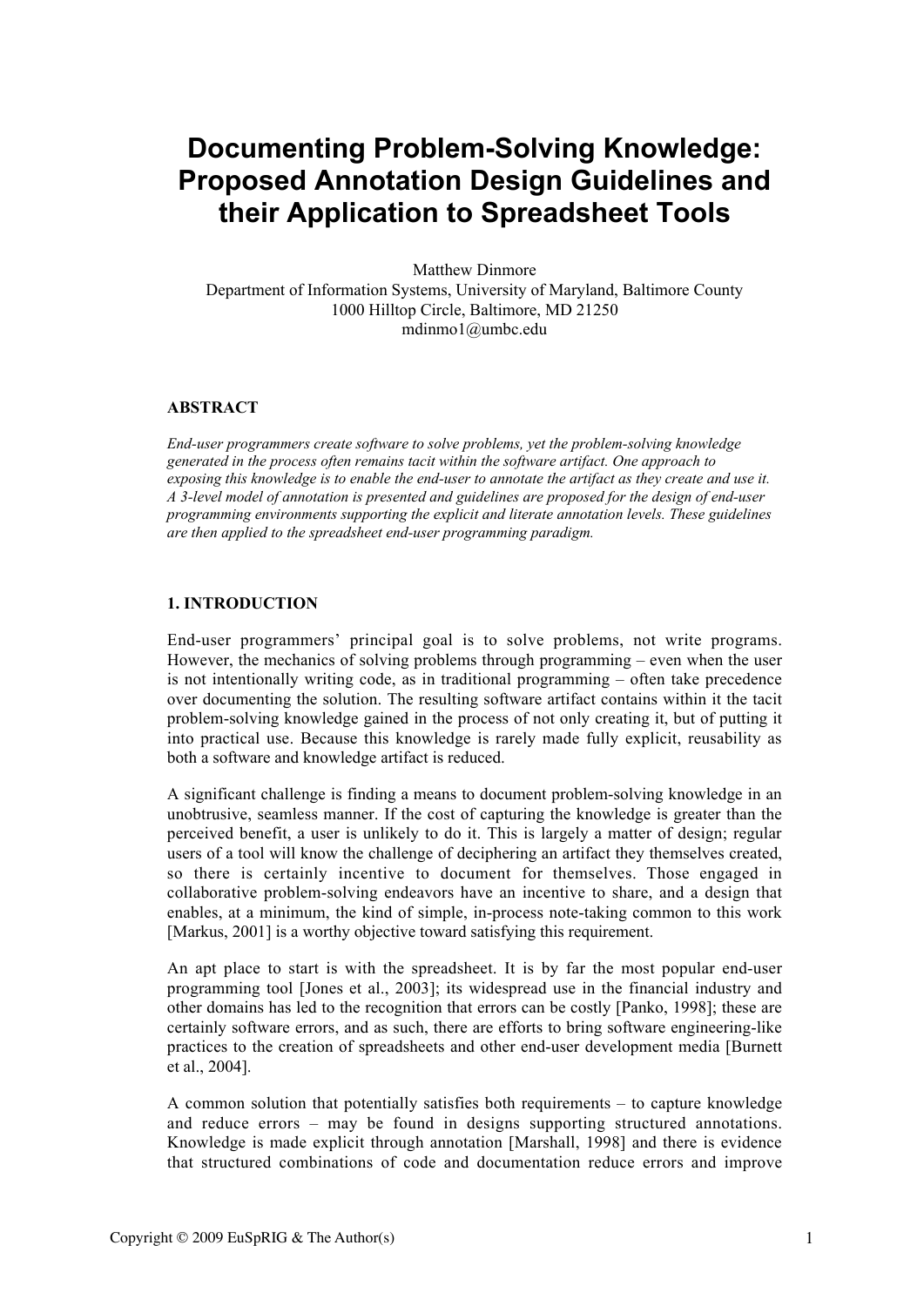# Documenting Problem-Solving Knowledge: Proposed Annotation Design Guidelines and their Application to Spreadsheet Tools

Matthew Dinmore
Department of Information Systems, University of Maryland, Baltimore County
1000 Hilltop Circle, Baltimore, MD 21250
mdinmo1@umbc.edu

## ABSTRACT

*End-user programmers create software to solve problems, yet the problem-solving knowledge generated in the process often remains tacit within the software artifact. One approach to exposing this knowledge is to enable the end-user to annotate the artifact as they create and use it. A 3-level model of annotation is presented and guidelines are proposed for the design of end-user programming environments supporting the explicit and literate annotation levels. These guidelines are then applied to the spreadsheet end-user programming paradigm.*

## 1. INTRODUCTION

End-user programmers' principal goal is to solve problems, not write programs. However, the mechanics of solving problems through programming – even when the user is not intentionally writing code, as in traditional programming – often take precedence over documenting the solution. The resulting software artifact contains within it the tacit problem-solving knowledge gained in the process of not only creating it, but of putting it into practical use. Because this knowledge is rarely made fully explicit, reusability as both a software and knowledge artifact is reduced.

A significant challenge is finding a means to document problem-solving knowledge in an unobtrusive, seamless manner. If the cost of capturing the knowledge is greater than the perceived benefit, a user is unlikely to do it. This is largely a matter of design; regular users of a tool will know the challenge of deciphering an artifact they themselves created, so there is certainly incentive to document for themselves. Those engaged in collaborative problem-solving endeavors have an incentive to share, and a design that enables, at a minimum, the kind of simple, in-process note-taking common to this work [Markus, 2001] is a worthy objective toward satisfying this requirement.

An apt place to start is with the spreadsheet. It is by far the most popular end-user programming tool [Jones et al., 2003]; its widespread use in the financial industry and other domains has led to the recognition that errors can be costly [Panko, 1998]; these are certainly software errors, and as such, there are efforts to bring software engineering-like practices to the creation of spreadsheets and other end-user development media [Burnett et al., 2004].

A common solution that potentially satisfies both requirements – to capture knowledge and reduce errors – may be found in designs supporting structured annotations. Knowledge is made explicit through annotation [Marshall, 1998] and there is evidence that structured combinations of code and documentation reduce errors and improve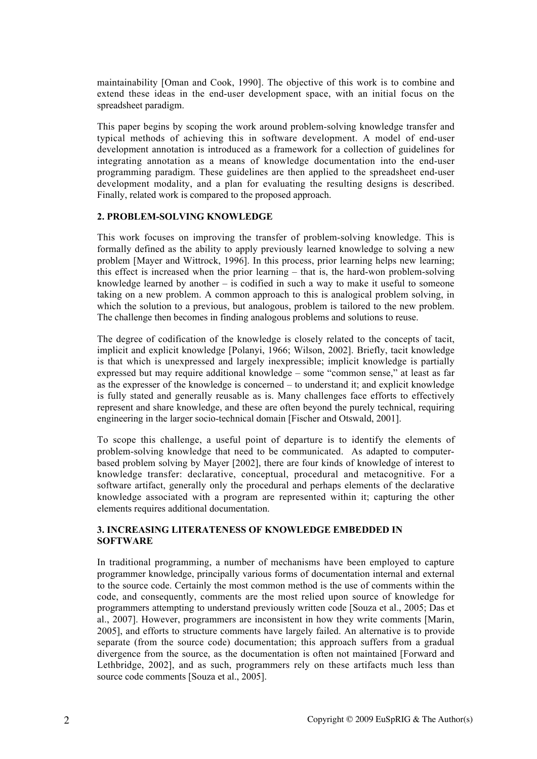maintainability [Oman and Cook, 1990]. The objective of this work is to combine and extend these ideas in the end-user development space, with an initial focus on the spreadsheet paradigm.

This paper begins by scoping the work around problem-solving knowledge transfer and typical methods of achieving this in software development. A model of end-user development annotation is introduced as a framework for a collection of guidelines for integrating annotation as a means of knowledge documentation into the end-user programming paradigm. These guidelines are then applied to the spreadsheet end-user development modality, and a plan for evaluating the resulting designs is described. Finally, related work is compared to the proposed approach.

## 2. PROBLEM-SOLVING KNOWLEDGE

This work focuses on improving the transfer of problem-solving knowledge. This is formally defined as the ability to apply previously learned knowledge to solving a new problem [Mayer and Wittrock, 1996]. In this process, prior learning helps new learning; this effect is increased when the prior learning – that is, the hard-won problem-solving knowledge learned by another – is codified in such a way to make it useful to someone taking on a new problem. A common approach to this is analogical problem solving, in which the solution to a previous, but analogous, problem is tailored to the new problem. The challenge then becomes in finding analogous problems and solutions to reuse.

The degree of codification of the knowledge is closely related to the concepts of tacit, implicit and explicit knowledge [Polanyi, 1966; Wilson, 2002]. Briefly, tacit knowledge is that which is unexpressed and largely inexpressible; implicit knowledge is partially expressed but may require additional knowledge – some "common sense," at least as far as the expresser of the knowledge is concerned – to understand it; and explicit knowledge is fully stated and generally reusable as is. Many challenges face efforts to effectively represent and share knowledge, and these are often beyond the purely technical, requiring engineering in the larger socio-technical domain [Fischer and Otswald, 2001].

To scope this challenge, a useful point of departure is to identify the elements of problem-solving knowledge that need to be communicated. As adapted to computer-based problem solving by Mayer [2002], there are four kinds of knowledge of interest to knowledge transfer: declarative, conceptual, procedural and metacognitive. For a software artifact, generally only the procedural and perhaps elements of the declarative knowledge associated with a program are represented within it; capturing the other elements requires additional documentation.

## 3. INCREASING LITERATENESS OF KNOWLEDGE EMBEDDED IN SOFTWARE

In traditional programming, a number of mechanisms have been employed to capture programmer knowledge, principally various forms of documentation internal and external to the source code. Certainly the most common method is the use of comments within the code, and consequently, comments are the most relied upon source of knowledge for programmers attempting to understand previously written code [Souza et al., 2005; Das et al., 2007]. However, programmers are inconsistent in how they write comments [Marin, 2005], and efforts to structure comments have largely failed. An alternative is to provide separate (from the source code) documentation; this approach suffers from a gradual divergence from the source, as the documentation is often not maintained [Forward and Lethbridge, 2002], and as such, programmers rely on these artifacts much less than source code comments [Souza et al., 2005].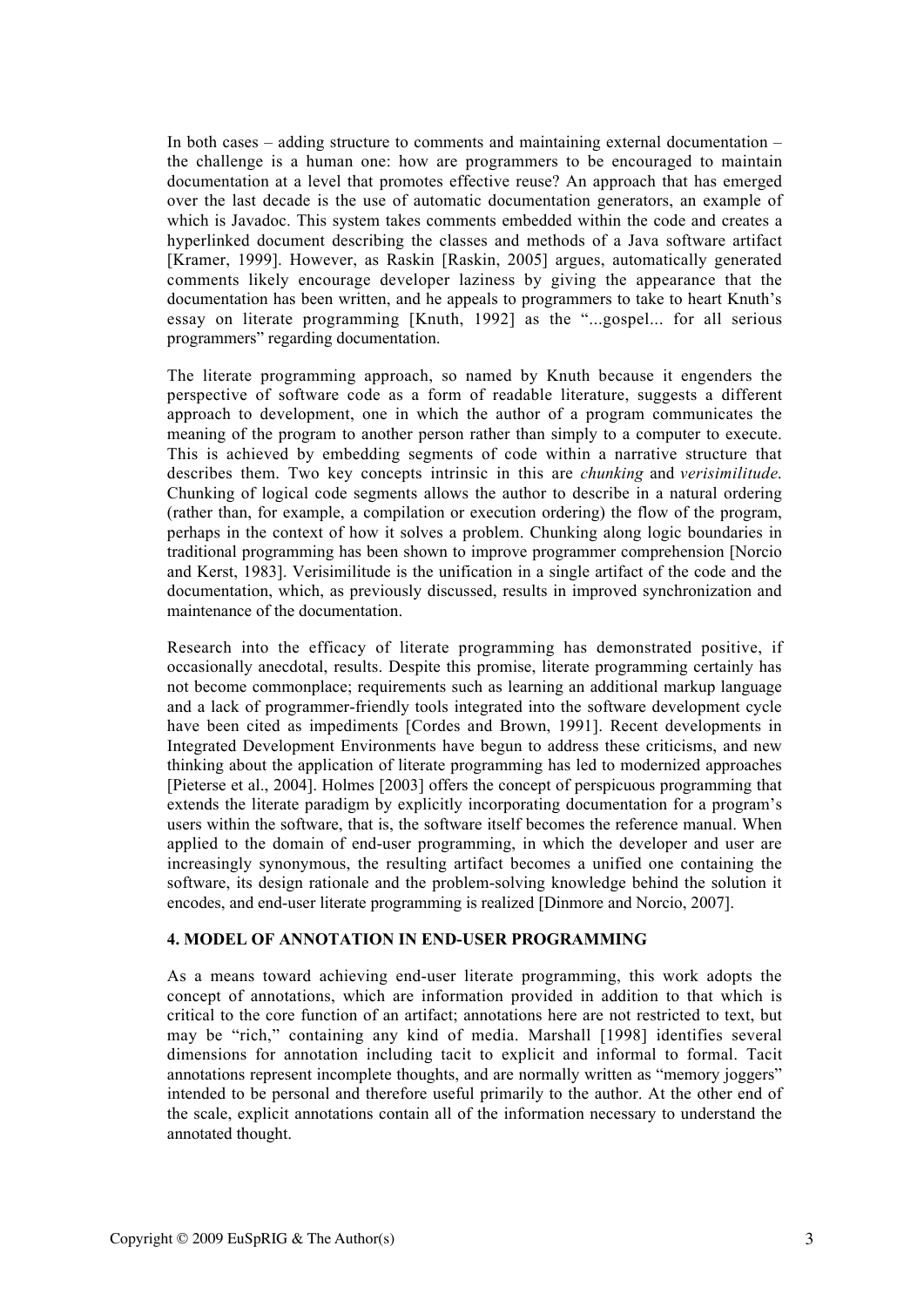In both cases – adding structure to comments and maintaining external documentation – the challenge is a human one: how are programmers to be encouraged to maintain documentation at a level that promotes effective reuse? An approach that has emerged over the last decade is the use of automatic documentation generators, an example of which is Javadoc. This system takes comments embedded within the code and creates a hyperlinked document describing the classes and methods of a Java software artifact [Kramer, 1999]. However, as Raskin [Raskin, 2005] argues, automatically generated comments likely encourage developer laziness by giving the appearance that the documentation has been written, and he appeals to programmers to take to heart Knuth's essay on literate programming [Knuth, 1992] as the "...gospel... for all serious programmers" regarding documentation.

The literate programming approach, so named by Knuth because it engenders the perspective of software code as a form of readable literature, suggests a different approach to development, one in which the author of a program communicates the meaning of the program to another person rather than simply to a computer to execute. This is achieved by embedding segments of code within a narrative structure that describes them. Two key concepts intrinsic in this are *chunking* and *verisimilitude*. Chunking of logical code segments allows the author to describe in a natural ordering (rather than, for example, a compilation or execution ordering) the flow of the program, perhaps in the context of how it solves a problem. Chunking along logic boundaries in traditional programming has been shown to improve programmer comprehension [Norcio and Kerst, 1983]. Verisimilitude is the unification in a single artifact of the code and the documentation, which, as previously discussed, results in improved synchronization and maintenance of the documentation.

Research into the efficacy of literate programming has demonstrated positive, if occasionally anecdotal, results. Despite this promise, literate programming certainly has not become commonplace; requirements such as learning an additional markup language and a lack of programmer-friendly tools integrated into the software development cycle have been cited as impediments [Cordes and Brown, 1991]. Recent developments in Integrated Development Environments have begun to address these criticisms, and new thinking about the application of literate programming has led to modernized approaches [Pieterse et al., 2004]. Holmes [2003] offers the concept of perspicuous programming that extends the literate paradigm by explicitly incorporating documentation for a program's users within the software, that is, the software itself becomes the reference manual. When applied to the domain of end-user programming, in which the developer and user are increasingly synonymous, the resulting artifact becomes a unified one containing the software, its design rationale and the problem-solving knowledge behind the solution it encodes, and end-user literate programming is realized [Dinmore and Norcio, 2007].

## 4. MODEL OF ANNOTATION IN END-USER PROGRAMMING

As a means toward achieving end-user literate programming, this work adopts the concept of annotations, which are information provided in addition to that which is critical to the core function of an artifact; annotations here are not restricted to text, but may be "rich," containing any kind of media. Marshall [1998] identifies several dimensions for annotation including tacit to explicit and informal to formal. Tacit annotations represent incomplete thoughts, and are normally written as "memory joggers" intended to be personal and therefore useful primarily to the author. At the other end of the scale, explicit annotations contain all of the information necessary to understand the annotated thought.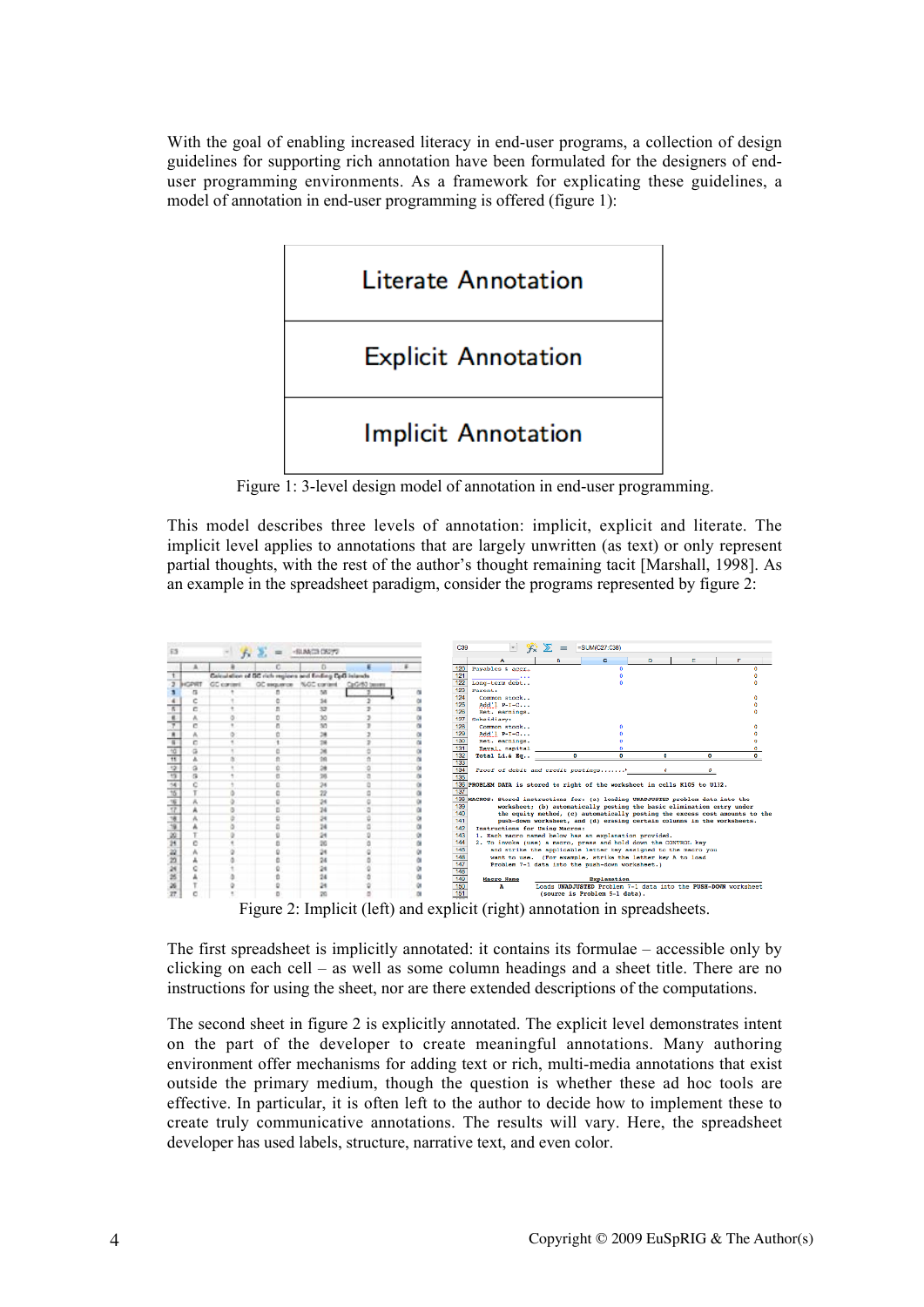With the goal of enabling increased literacy in end-user programs, a collection of design guidelines for supporting rich annotation have been formulated for the designers of end-user programming environments. As a framework for explicating these guidelines, a model of annotation in end-user programming is offered (figure 1):

| Literate Annotation |
|---|
| Explicit Annotation |
| Implicit Annotation |

Figure 1: 3-level design model of annotation in end-user programming.

This model describes three levels of annotation: implicit, explicit and literate. The implicit level applies to annotations that are largely unwritten (as text) or only represent partial thoughts, with the rest of the author's thought remaining tacit [Marshall, 1998]. As an example in the spreadsheet paradigm, consider the programs represented by figure 2:

Figure 2: Implicit (left) and explicit (right) annotation in spreadsheets.

The first spreadsheet is implicitly annotated: it contains its formulae – accessible only by clicking on each cell – as well as some column headings and a sheet title. There are no instructions for using the sheet, nor are there extended descriptions of the computations.

The second sheet in figure 2 is explicitly annotated. The explicit level demonstrates intent on the part of the developer to create meaningful annotations. Many authoring environment offer mechanisms for adding text or rich, multi-media annotations that exist outside the primary medium, though the question is whether these ad hoc tools are effective. In particular, it is often left to the author to decide how to implement these to create truly communicative annotations. The results will vary. Here, the spreadsheet developer has used labels, structure, narrative text, and even color.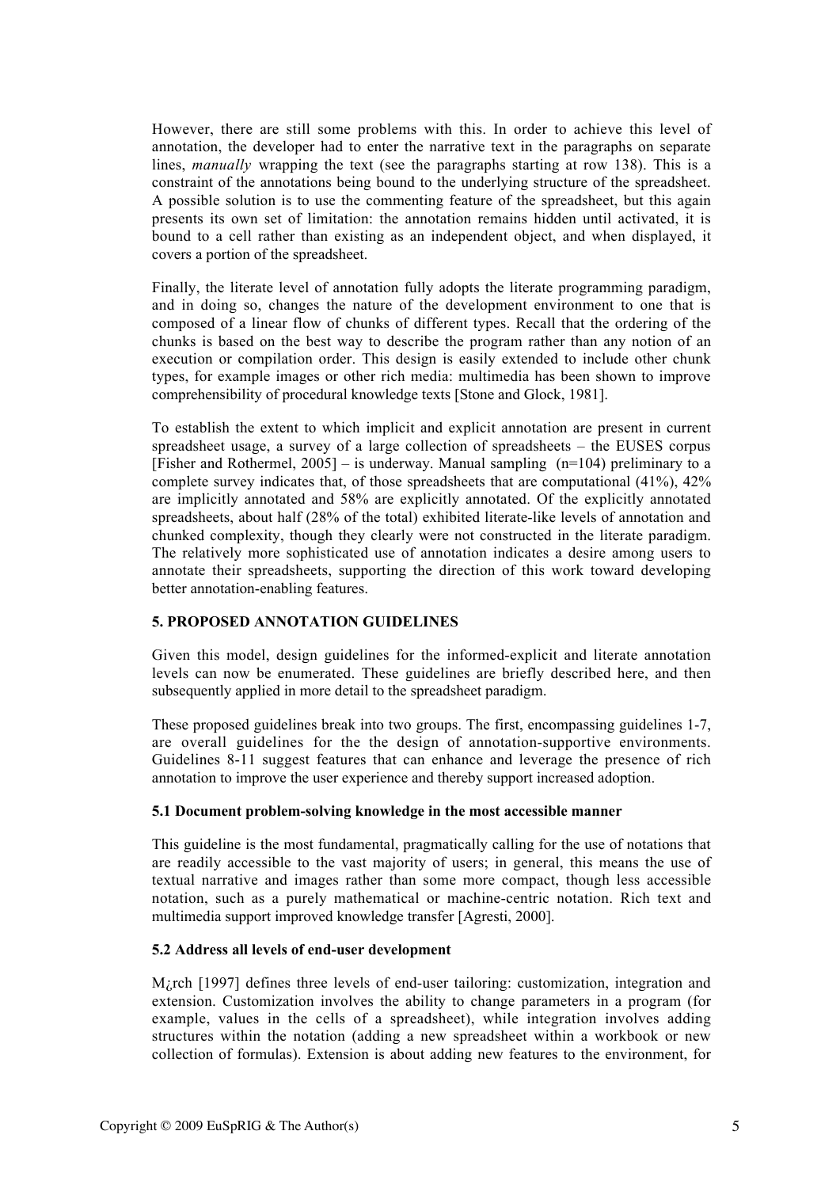However, there are still some problems with this. In order to achieve this level of annotation, the developer had to enter the narrative text in the paragraphs on separate lines, *manually* wrapping the text (see the paragraphs starting at row 138). This is a constraint of the annotations being bound to the underlying structure of the spreadsheet. A possible solution is to use the commenting feature of the spreadsheet, but this again presents its own set of limitation: the annotation remains hidden until activated, it is bound to a cell rather than existing as an independent object, and when displayed, it covers a portion of the spreadsheet.

Finally, the literate level of annotation fully adopts the literate programming paradigm, and in doing so, changes the nature of the development environment to one that is composed of a linear flow of chunks of different types. Recall that the ordering of the chunks is based on the best way to describe the program rather than any notion of an execution or compilation order. This design is easily extended to include other chunk types, for example images or other rich media: multimedia has been shown to improve comprehensibility of procedural knowledge texts [Stone and Glock, 1981].

To establish the extent to which implicit and explicit annotation are present in current spreadsheet usage, a survey of a large collection of spreadsheets – the EUSES corpus [Fisher and Rothermel, 2005] – is underway. Manual sampling (n=104) preliminary to a complete survey indicates that, of those spreadsheets that are computational (41%), 42% are implicitly annotated and 58% are explicitly annotated. Of the explicitly annotated spreadsheets, about half (28% of the total) exhibited literate-like levels of annotation and chunked complexity, though they clearly were not constructed in the literate paradigm. The relatively more sophisticated use of annotation indicates a desire among users to annotate their spreadsheets, supporting the direction of this work toward developing better annotation-enabling features.

## 5. PROPOSED ANNOTATION GUIDELINES

Given this model, design guidelines for the informed-explicit and literate annotation levels can now be enumerated. These guidelines are briefly described here, and then subsequently applied in more detail to the spreadsheet paradigm.

These proposed guidelines break into two groups. The first, encompassing guidelines 1-7, are overall guidelines for the the design of annotation-supportive environments. Guidelines 8-11 suggest features that can enhance and leverage the presence of rich annotation to improve the user experience and thereby support increased adoption.

### 5.1 Document problem-solving knowledge in the most accessible manner

This guideline is the most fundamental, pragmatically calling for the use of notations that are readily accessible to the vast majority of users; in general, this means the use of textual narrative and images rather than some more compact, though less accessible notation, such as a purely mathematical or machine-centric notation. Rich text and multimedia support improved knowledge transfer [Agresti, 2000].

### 5.2 Address all levels of end-user development

M¿rch [1997] defines three levels of end-user tailoring: customization, integration and extension. Customization involves the ability to change parameters in a program (for example, values in the cells of a spreadsheet), while integration involves adding structures within the notation (adding a new spreadsheet within a workbook or new collection of formulas). Extension is about adding new features to the environment, for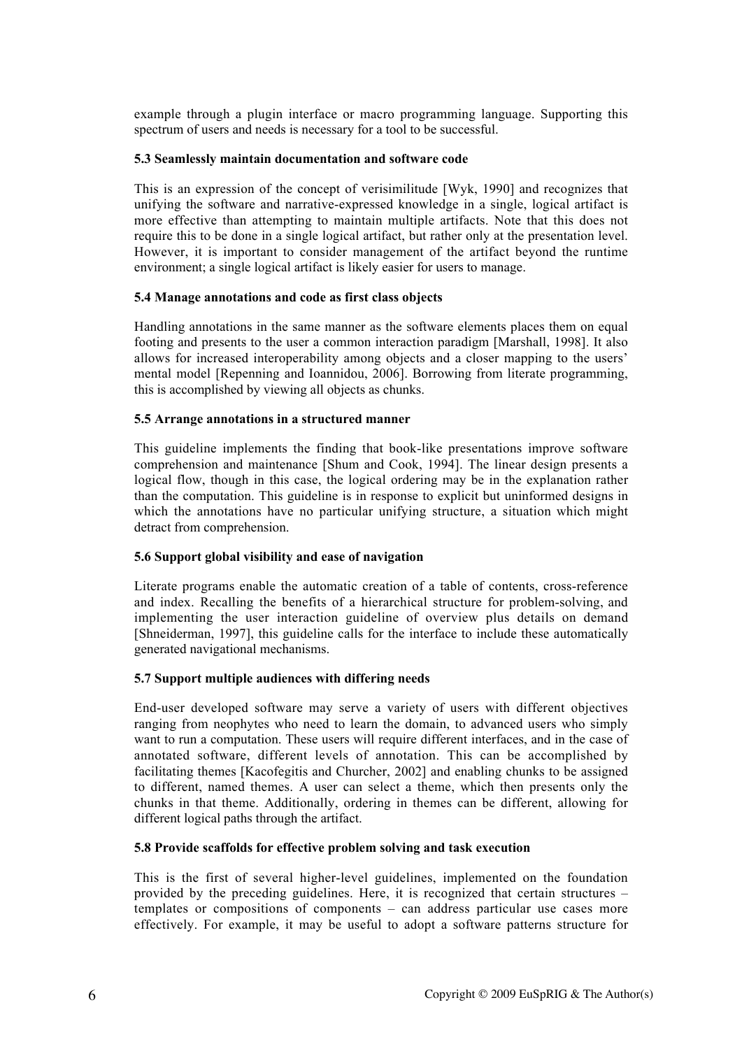example through a plugin interface or macro programming language. Supporting this spectrum of users and needs is necessary for a tool to be successful.

### 5.3 Seamlessly maintain documentation and software code

This is an expression of the concept of verisimilitude [Wyk, 1990] and recognizes that unifying the software and narrative-expressed knowledge in a single, logical artifact is more effective than attempting to maintain multiple artifacts. Note that this does not require this to be done in a single logical artifact, but rather only at the presentation level. However, it is important to consider management of the artifact beyond the runtime environment; a single logical artifact is likely easier for users to manage.

### 5.4 Manage annotations and code as first class objects

Handling annotations in the same manner as the software elements places them on equal footing and presents to the user a common interaction paradigm [Marshall, 1998]. It also allows for increased interoperability among objects and a closer mapping to the users' mental model [Repenning and Ioannidou, 2006]. Borrowing from literate programming, this is accomplished by viewing all objects as chunks.

### 5.5 Arrange annotations in a structured manner

This guideline implements the finding that book-like presentations improve software comprehension and maintenance [Shum and Cook, 1994]. The linear design presents a logical flow, though in this case, the logical ordering may be in the explanation rather than the computation. This guideline is in response to explicit but uninformed designs in which the annotations have no particular unifying structure, a situation which might detract from comprehension.

### 5.6 Support global visibility and ease of navigation

Literate programs enable the automatic creation of a table of contents, cross-reference and index. Recalling the benefits of a hierarchical structure for problem-solving, and implementing the user interaction guideline of overview plus details on demand [Shneiderman, 1997], this guideline calls for the interface to include these automatically generated navigational mechanisms.

### 5.7 Support multiple audiences with differing needs

End-user developed software may serve a variety of users with different objectives ranging from neophytes who need to learn the domain, to advanced users who simply want to run a computation. These users will require different interfaces, and in the case of annotated software, different levels of annotation. This can be accomplished by facilitating themes [Kacofegitis and Churcher, 2002] and enabling chunks to be assigned to different, named themes. A user can select a theme, which then presents only the chunks in that theme. Additionally, ordering in themes can be different, allowing for different logical paths through the artifact.

### 5.8 Provide scaffolds for effective problem solving and task execution

This is the first of several higher-level guidelines, implemented on the foundation provided by the preceding guidelines. Here, it is recognized that certain structures – templates or compositions of components – can address particular use cases more effectively. For example, it may be useful to adopt a software patterns structure for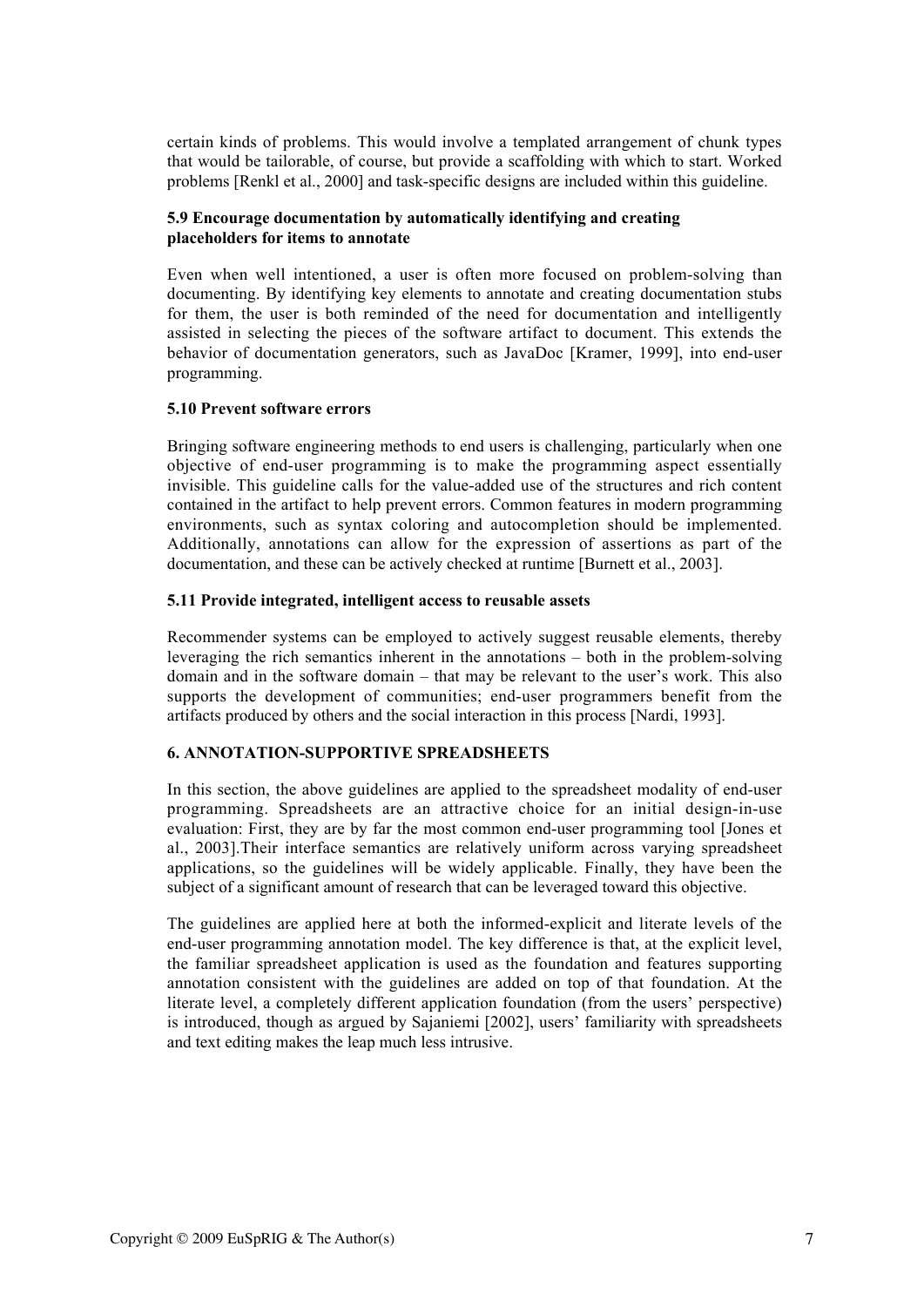certain kinds of problems. This would involve a templated arrangement of chunk types that would be tailorable, of course, but provide a scaffolding with which to start. Worked problems [Renkl et al., 2000] and task-specific designs are included within this guideline.

### 5.9 Encourage documentation by automatically identifying and creating placeholders for items to annotate

Even when well intentioned, a user is often more focused on problem-solving than documenting. By identifying key elements to annotate and creating documentation stubs for them, the user is both reminded of the need for documentation and intelligently assisted in selecting the pieces of the software artifact to document. This extends the behavior of documentation generators, such as JavaDoc [Kramer, 1999], into end-user programming.

### 5.10 Prevent software errors

Bringing software engineering methods to end users is challenging, particularly when one objective of end-user programming is to make the programming aspect essentially invisible. This guideline calls for the value-added use of the structures and rich content contained in the artifact to help prevent errors. Common features in modern programming environments, such as syntax coloring and autocompletion should be implemented. Additionally, annotations can allow for the expression of assertions as part of the documentation, and these can be actively checked at runtime [Burnett et al., 2003].

### 5.11 Provide integrated, intelligent access to reusable assets

Recommender systems can be employed to actively suggest reusable elements, thereby leveraging the rich semantics inherent in the annotations – both in the problem-solving domain and in the software domain – that may be relevant to the user's work. This also supports the development of communities; end-user programmers benefit from the artifacts produced by others and the social interaction in this process [Nardi, 1993].

## 6. ANNOTATION-SUPPORTIVE SPREADSHEETS

In this section, the above guidelines are applied to the spreadsheet modality of end-user programming. Spreadsheets are an attractive choice for an initial design-in-use evaluation: First, they are by far the most common end-user programming tool [Jones et al., 2003].Their interface semantics are relatively uniform across varying spreadsheet applications, so the guidelines will be widely applicable. Finally, they have been the subject of a significant amount of research that can be leveraged toward this objective.

The guidelines are applied here at both the informed-explicit and literate levels of the end-user programming annotation model. The key difference is that, at the explicit level, the familiar spreadsheet application is used as the foundation and features supporting annotation consistent with the guidelines are added on top of that foundation. At the literate level, a completely different application foundation (from the users' perspective) is introduced, though as argued by Sajaniemi [2002], users' familiarity with spreadsheets and text editing makes the leap much less intrusive.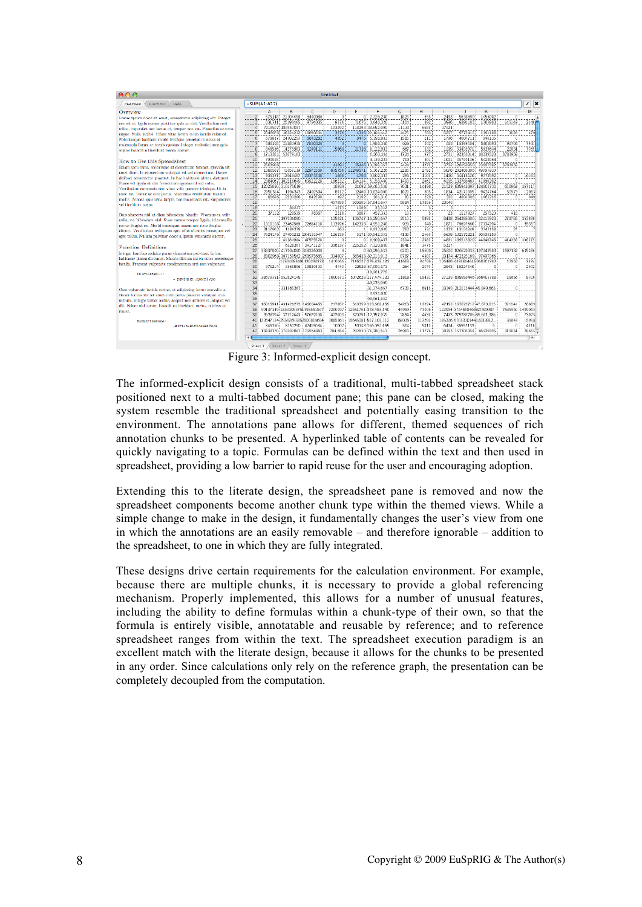Figure 3: Informed-explicit design concept.

The informed-explicit design consists of a traditional, multi-tabbed spreadsheet stack positioned next to a multi-tabbed document pane; this pane can be closed, making the system resemble the traditional spreadsheet and potentially easing transition to the environment. The annotations pane allows for different, themed sequences of rich annotation chunks to be presented. A hyperlinked table of contents can be revealed for quickly navigating to a topic. Formulas can be defined within the text and then used in spreadsheet, providing a low barrier to rapid reuse for the user and encouraging adoption.

Extending this to the literate design, the spreadsheet pane is removed and now the spreadsheet components become another chunk type within the themed views. While a simple change to make in the design, it fundamentally changes the user's view from one in which the annotations are an easily removable – and therefore ignorable – addition to the spreadsheet, to one in which they are fully integrated.

These designs drive certain requirements for the calculation environment. For example, because there are multiple chunks, it is necessary to provide a global referencing mechanism. Properly implemented, this allows for a number of unusual features, including the ability to define formulas within a chunk-type of their own, so that the formula is entirely visible, annotatable and reusable by reference; and to reference spreadsheet ranges from within the text. The spreadsheet execution paradigm is an excellent match with the literate design, because it allows for the chunks to be presented in any order. Since calculations only rely on the reference graph, the presentation can be completely decoupled from the computation.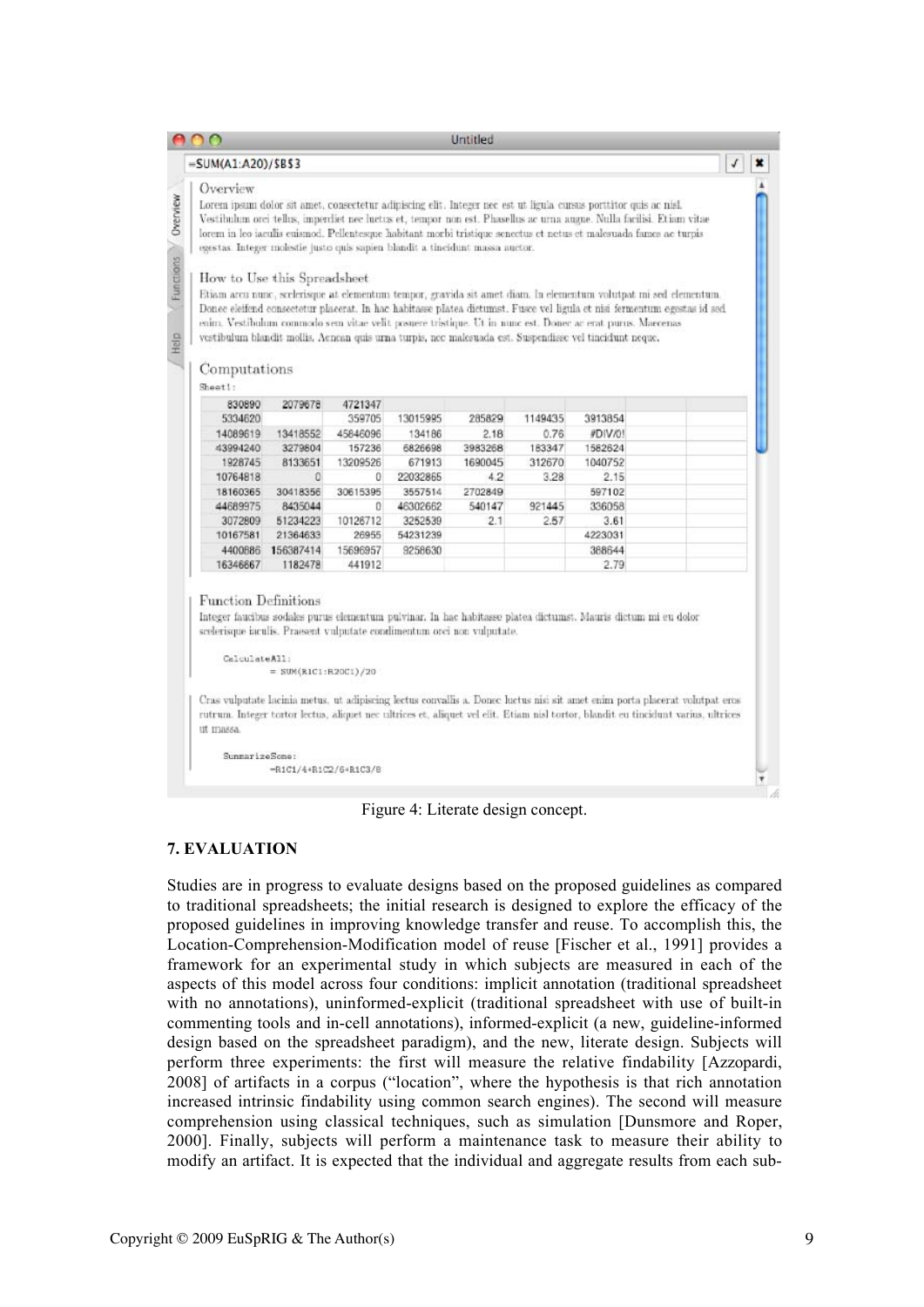Figure 4: Literate design concept.

## 7. EVALUATION

Studies are in progress to evaluate designs based on the proposed guidelines as compared to traditional spreadsheets; the initial research is designed to explore the efficacy of the proposed guidelines in improving knowledge transfer and reuse. To accomplish this, the Location-Comprehension-Modification model of reuse [Fischer et al., 1991] provides a framework for an experimental study in which subjects are measured in each of the aspects of this model across four conditions: implicit annotation (traditional spreadsheet with no annotations), uninformed-explicit (traditional spreadsheet with use of built-in commenting tools and in-cell annotations), informed-explicit (a new, guideline-informed design based on the spreadsheet paradigm), and the new, literate design. Subjects will perform three experiments: the first will measure the relative findability [Azzopardi, 2008] of artifacts in a corpus ("location", where the hypothesis is that rich annotation increased intrinsic findability using common search engines). The second will measure comprehension using classical techniques, such as simulation [Dunsmore and Roper, 2000]. Finally, subjects will perform a maintenance task to measure their ability to modify an artifact. It is expected that the individual and aggregate results from each sub-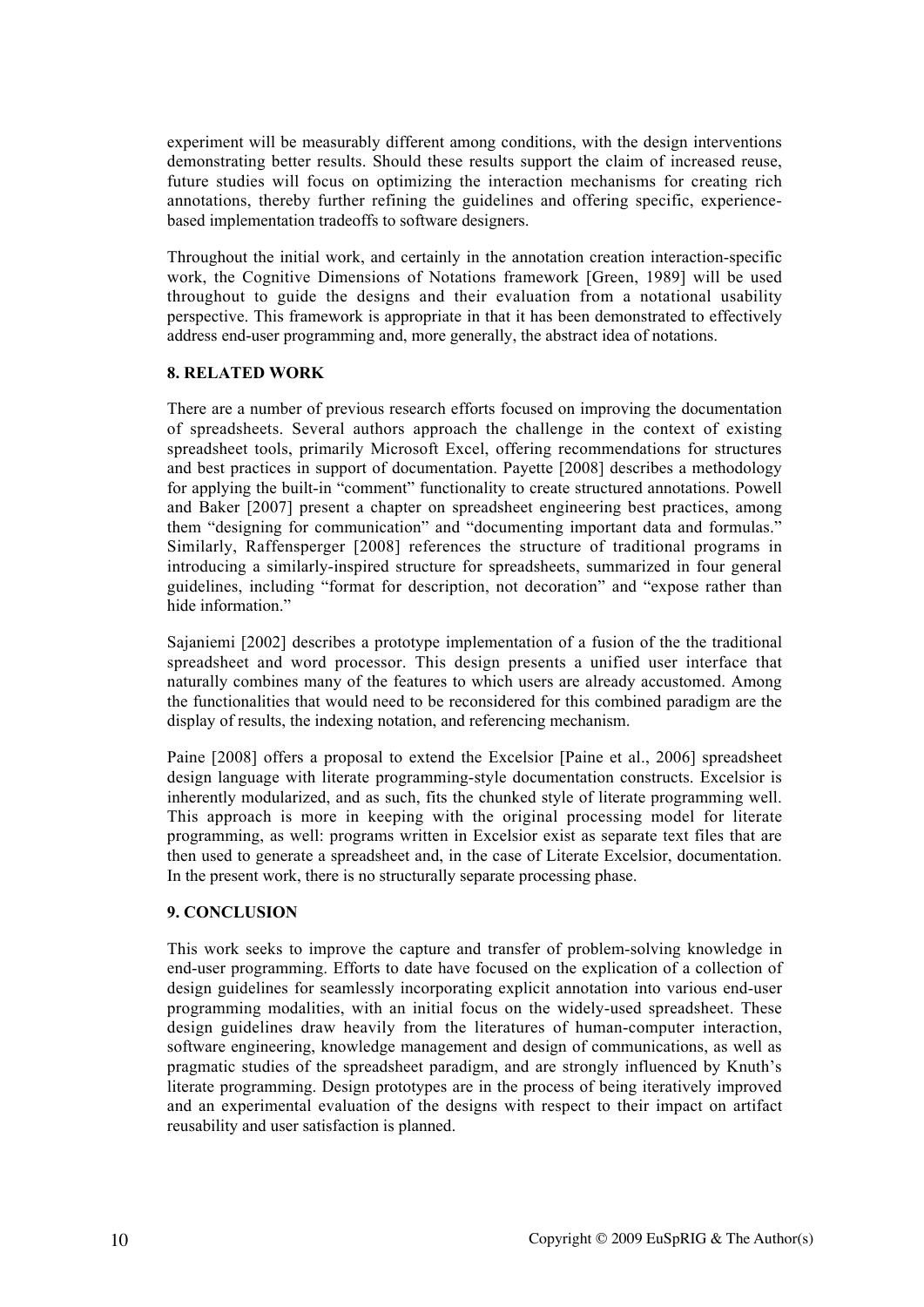experiment will be measurably different among conditions, with the design interventions demonstrating better results. Should these results support the claim of increased reuse, future studies will focus on optimizing the interaction mechanisms for creating rich annotations, thereby further refining the guidelines and offering specific, experience-based implementation tradeoffs to software designers.

Throughout the initial work, and certainly in the annotation creation interaction-specific work, the Cognitive Dimensions of Notations framework [Green, 1989] will be used throughout to guide the designs and their evaluation from a notational usability perspective. This framework is appropriate in that it has been demonstrated to effectively address end-user programming and, more generally, the abstract idea of notations.

## 8. RELATED WORK

There are a number of previous research efforts focused on improving the documentation of spreadsheets. Several authors approach the challenge in the context of existing spreadsheet tools, primarily Microsoft Excel, offering recommendations for structures and best practices in support of documentation. Payette [2008] describes a methodology for applying the built-in "comment" functionality to create structured annotations. Powell and Baker [2007] present a chapter on spreadsheet engineering best practices, among them "designing for communication" and "documenting important data and formulas." Similarly, Raffensperger [2008] references the structure of traditional programs in introducing a similarly-inspired structure for spreadsheets, summarized in four general guidelines, including "format for description, not decoration" and "expose rather than hide information."

Sajaniemi [2002] describes a prototype implementation of a fusion of the the traditional spreadsheet and word processor. This design presents a unified user interface that naturally combines many of the features to which users are already accustomed. Among the functionalities that would need to be reconsidered for this combined paradigm are the display of results, the indexing notation, and referencing mechanism.

Paine [2008] offers a proposal to extend the Excelsior [Paine et al., 2006] spreadsheet design language with literate programming-style documentation constructs. Excelsior is inherently modularized, and as such, fits the chunked style of literate programming well. This approach is more in keeping with the original processing model for literate programming, as well: programs written in Excelsior exist as separate text files that are then used to generate a spreadsheet and, in the case of Literate Excelsior, documentation. In the present work, there is no structurally separate processing phase.

## 9. CONCLUSION

This work seeks to improve the capture and transfer of problem-solving knowledge in end-user programming. Efforts to date have focused on the explication of a collection of design guidelines for seamlessly incorporating explicit annotation into various end-user programming modalities, with an initial focus on the widely-used spreadsheet. These design guidelines draw heavily from the literatures of human-computer interaction, software engineering, knowledge management and design of communications, as well as pragmatic studies of the spreadsheet paradigm, and are strongly influenced by Knuth's literate programming. Design prototypes are in the process of being iteratively improved and an experimental evaluation of the designs with respect to their impact on artifact reusability and user satisfaction is planned.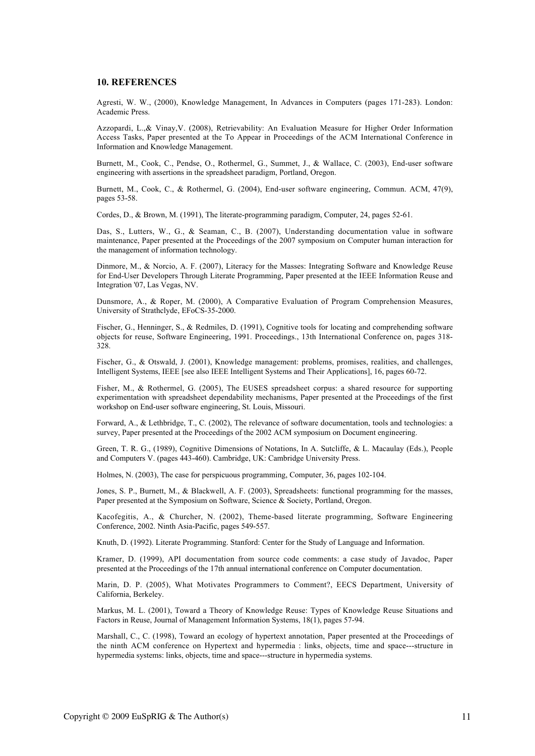## 10. REFERENCES

Agresti, W. W., (2000), Knowledge Management, In Advances in Computers (pages 171-283). London: Academic Press.

Azzopardi, L.,& Vinay,V. (2008), Retrievability: An Evaluation Measure for Higher Order Information Access Tasks, Paper presented at the To Appear in Proceedings of the ACM International Conference in Information and Knowledge Management.

Burnett, M., Cook, C., Pendse, O., Rothermel, G., Summet, J., & Wallace, C. (2003), End-user software engineering with assertions in the spreadsheet paradigm, Portland, Oregon.

Burnett, M., Cook, C., & Rothermel, G. (2004), End-user software engineering, Commun. ACM, 47(9), pages 53-58.

Cordes, D., & Brown, M. (1991), The literate-programming paradigm, Computer, 24, pages 52-61.

Das, S., Lutters, W., G., & Seaman, C., B. (2007), Understanding documentation value in software maintenance, Paper presented at the Proceedings of the 2007 symposium on Computer human interaction for the management of information technology.

Dinmore, M., & Norcio, A. F. (2007), Literacy for the Masses: Integrating Software and Knowledge Reuse for End-User Developers Through Literate Programming, Paper presented at the IEEE Information Reuse and Integration '07, Las Vegas, NV.

Dunsmore, A., & Roper, M. (2000), A Comparative Evaluation of Program Comprehension Measures, University of Strathclyde, EFoCS-35-2000.

Fischer, G., Henninger, S., & Redmiles, D. (1991), Cognitive tools for locating and comprehending software objects for reuse, Software Engineering, 1991. Proceedings., 13th International Conference on, pages 318-328.

Fischer, G., & Otswald, J. (2001), Knowledge management: problems, promises, realities, and challenges, Intelligent Systems, IEEE [see also IEEE Intelligent Systems and Their Applications], 16, pages 60-72.

Fisher, M., & Rothermel, G. (2005), The EUSES spreadsheet corpus: a shared resource for supporting experimentation with spreadsheet dependability mechanisms, Paper presented at the Proceedings of the first workshop on End-user software engineering, St. Louis, Missouri.

Forward, A., & Lethbridge, T., C. (2002), The relevance of software documentation, tools and technologies: a survey, Paper presented at the Proceedings of the 2002 ACM symposium on Document engineering.

Green, T. R. G., (1989), Cognitive Dimensions of Notations, In A. Sutcliffe, & L. Macaulay (Eds.), People and Computers V. (pages 443-460). Cambridge, UK: Cambridge University Press.

Holmes, N. (2003), The case for perspicuous programming, Computer, 36, pages 102-104.

Jones, S. P., Burnett, M., & Blackwell, A. F. (2003), Spreadsheets: functional programming for the masses, Paper presented at the Symposium on Software, Science & Society, Portland, Oregon.

Kacofegitis, A., & Churcher, N. (2002), Theme-based literate programming, Software Engineering Conference, 2002. Ninth Asia-Pacific, pages 549-557.

Knuth, D. (1992). Literate Programming. Stanford: Center for the Study of Language and Information.

Kramer, D. (1999), API documentation from source code comments: a case study of Javadoc, Paper presented at the Proceedings of the 17th annual international conference on Computer documentation.

Marin, D. P. (2005), What Motivates Programmers to Comment?, EECS Department, University of California, Berkeley.

Markus, M. L. (2001), Toward a Theory of Knowledge Reuse: Types of Knowledge Reuse Situations and Factors in Reuse, Journal of Management Information Systems, 18(1), pages 57-94.

Marshall, C., C. (1998), Toward an ecology of hypertext annotation, Paper presented at the Proceedings of the ninth ACM conference on Hypertext and hypermedia : links, objects, time and space---structure in hypermedia systems: links, objects, time and space---structure in hypermedia systems.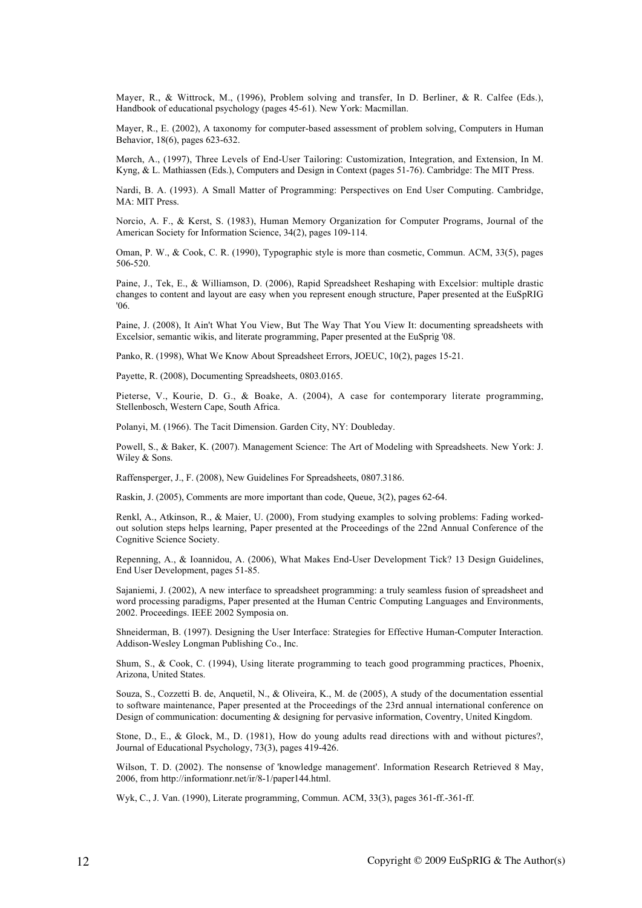Mayer, R., & Wittrock, M., (1996), Problem solving and transfer, In D. Berliner, & R. Calfee (Eds.), Handbook of educational psychology (pages 45-61). New York: Macmillan.

Mayer, R., E. (2002), A taxonomy for computer-based assessment of problem solving, Computers in Human Behavior, 18(6), pages 623-632.

Mørch, A., (1997), Three Levels of End-User Tailoring: Customization, Integration, and Extension, In M. Kyng, & L. Mathiassen (Eds.), Computers and Design in Context (pages 51-76). Cambridge: The MIT Press.

Nardi, B. A. (1993). A Small Matter of Programming: Perspectives on End User Computing. Cambridge, MA: MIT Press.

Norcio, A. F., & Kerst, S. (1983), Human Memory Organization for Computer Programs, Journal of the American Society for Information Science, 34(2), pages 109-114.

Oman, P. W., & Cook, C. R. (1990), Typographic style is more than cosmetic, Commun. ACM, 33(5), pages 506-520.

Paine, J., Tek, E., & Williamson, D. (2006), Rapid Spreadsheet Reshaping with Excelsior: multiple drastic changes to content and layout are easy when you represent enough structure, Paper presented at the EuSpRIG '06.

Paine, J. (2008), It Ain't What You View, But The Way That You View It: documenting spreadsheets with Excelsior, semantic wikis, and literate programming, Paper presented at the EuSprig '08.

Panko, R. (1998), What We Know About Spreadsheet Errors, JOEUC, 10(2), pages 15-21.

Payette, R. (2008), Documenting Spreadsheets, 0803.0165.

Pieterse, V., Kourie, D. G., & Boake, A. (2004), A case for contemporary literate programming, Stellenbosch, Western Cape, South Africa.

Polanyi, M. (1966). The Tacit Dimension. Garden City, NY: Doubleday.

Powell, S., & Baker, K. (2007). Management Science: The Art of Modeling with Spreadsheets. New York: J. Wiley & Sons.

Raffensperger, J., F. (2008), New Guidelines For Spreadsheets, 0807.3186.

Raskin, J. (2005), Comments are more important than code, Queue, 3(2), pages 62-64.

Renkl, A., Atkinson, R., & Maier, U. (2000), From studying examples to solving problems: Fading worked-out solution steps helps learning, Paper presented at the Proceedings of the 22nd Annual Conference of the Cognitive Science Society.

Repenning, A., & Ioannidou, A. (2006), What Makes End-User Development Tick? 13 Design Guidelines, End User Development, pages 51-85.

Sajaniemi, J. (2002), A new interface to spreadsheet programming: a truly seamless fusion of spreadsheet and word processing paradigms, Paper presented at the Human Centric Computing Languages and Environments, 2002. Proceedings. IEEE 2002 Symposia on.

Shneiderman, B. (1997). Designing the User Interface: Strategies for Effective Human-Computer Interaction. Addison-Wesley Longman Publishing Co., Inc.

Shum, S., & Cook, C. (1994), Using literate programming to teach good programming practices, Phoenix, Arizona, United States.

Souza, S., Cozzetti B. de, Anquetil, N., & Oliveira, K., M. de (2005), A study of the documentation essential to software maintenance, Paper presented at the Proceedings of the 23rd annual international conference on Design of communication: documenting & designing for pervasive information, Coventry, United Kingdom.

Stone, D., E., & Glock, M., D. (1981), How do young adults read directions with and without pictures?, Journal of Educational Psychology, 73(3), pages 419-426.

Wilson, T. D. (2002). The nonsense of 'knowledge management'. Information Research Retrieved 8 May, 2006, from http://informationr.net/ir/8-1/paper144.html.

Wyk, C., J. Van. (1990), Literate programming, Commun. ACM, 33(3), pages 361-ff.-361-ff.